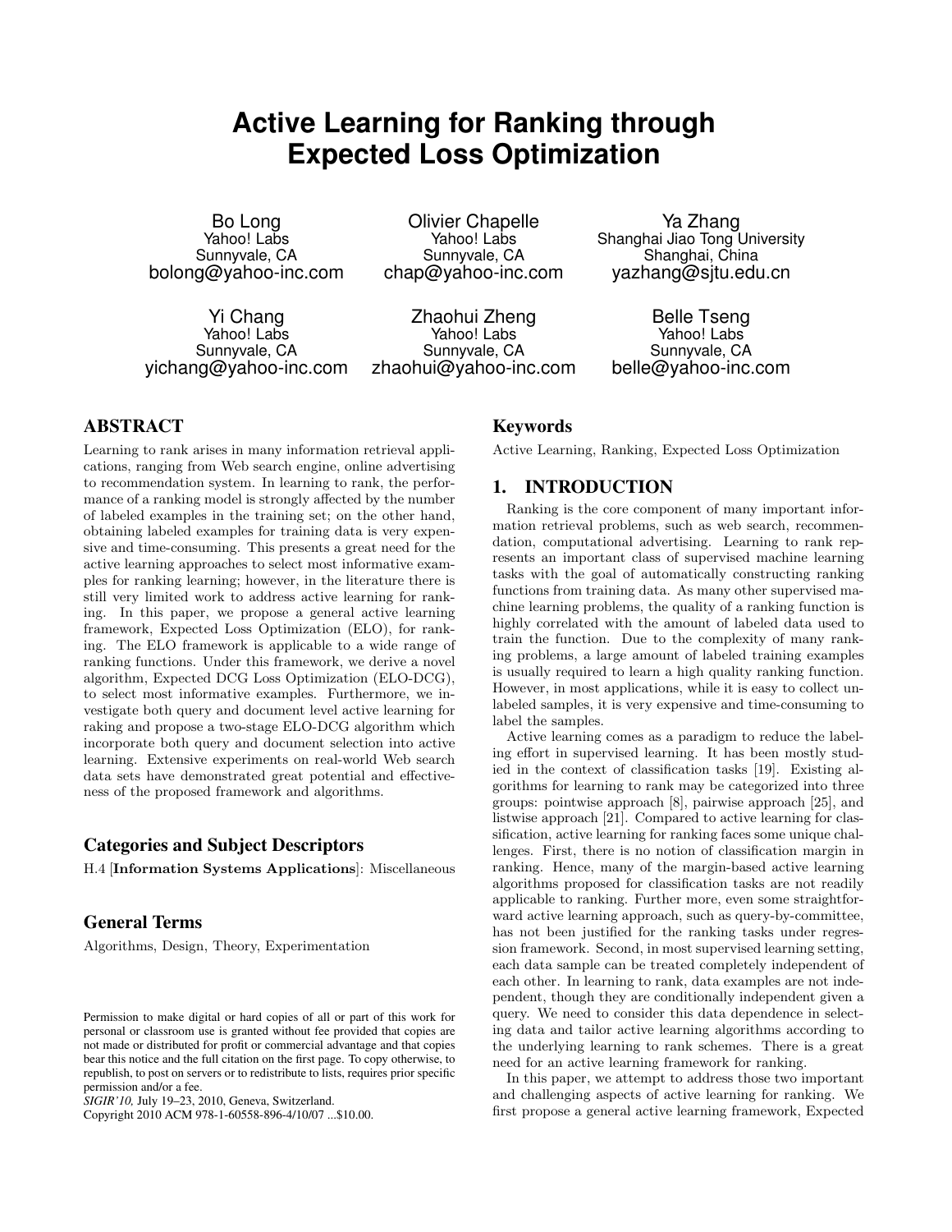# Active Learning for Ranking through Expected Loss Optimization

Bo Long
Yahoo! Labs
Sunnyvale, CA
bolong@yahoo-inc.com

Olivier Chapelle
Yahoo! Labs
Sunnyvale, CA
chap@yahoo-inc.com

Ya Zhang
Shanghai Jiao Tong University
Shanghai, China
yazhang@sjtu.edu.cn

Yi Chang
Yahoo! Labs
Sunnyvale, CA
yichang@yahoo-inc.com

Zhaohui Zheng
Yahoo! Labs
Sunnyvale, CA
zhaohui@yahoo-inc.com

Belle Tseng
Yahoo! Labs
Sunnyvale, CA
belle@yahoo-inc.com

## ABSTRACT

Learning to rank arises in many information retrieval applications, ranging from Web search engine, online advertising to recommendation system. In learning to rank, the performance of a ranking model is strongly affected by the number of labeled examples in the training set; on the other hand, obtaining labeled examples for training data is very expensive and time-consuming. This presents a great need for the active learning approaches to select most informative examples for ranking learning; however, in the literature there is still very limited work to address active learning for ranking. In this paper, we propose a general active learning framework, Expected Loss Optimization (ELO), for ranking. The ELO framework is applicable to a wide range of ranking functions. Under this framework, we derive a novel algorithm, Expected DCG Loss Optimization (ELO-DCG), to select most informative examples. Furthermore, we investigate both query and document level active learning for raking and propose a two-stage ELO-DCG algorithm which incorporate both query and document selection into active learning. Extensive experiments on real-world Web search data sets have demonstrated great potential and effectiveness of the proposed framework and algorithms.

### Categories and Subject Descriptors

H.4 [**Information Systems Applications**]: Miscellaneous

### General Terms

Algorithms, Design, Theory, Experimentation

Permission to make digital or hard copies of all or part of this work for personal or classroom use is granted without fee provided that copies are not made or distributed for profit or commercial advantage and that copies bear this notice and the full citation on the first page. To copy otherwise, to republish, to post on servers or to redistribute to lists, requires prior specific permission and/or a fee.
*SIGIR'10,* July 19–23, 2010, Geneva, Switzerland.
Copyright 2010 ACM 978-1-60558-896-4/10/07 ...$10.00.

### Keywords

Active Learning, Ranking, Expected Loss Optimization

## 1. INTRODUCTION

Ranking is the core component of many important information retrieval problems, such as web search, recommendation, computational advertising. Learning to rank represents an important class of supervised machine learning tasks with the goal of automatically constructing ranking functions from training data. As many other supervised machine learning problems, the quality of a ranking function is highly correlated with the amount of labeled data used to train the function. Due to the complexity of many ranking problems, a large amount of labeled training examples is usually required to learn a high quality ranking function. However, in most applications, while it is easy to collect unlabeled samples, it is very expensive and time-consuming to label the samples.

Active learning comes as a paradigm to reduce the labeling effort in supervised learning. It has been mostly studied in the context of classification tasks [19]. Existing algorithms for learning to rank may be categorized into three groups: pointwise approach [8], pairwise approach [25], and listwise approach [21]. Compared to active learning for classification, active learning for ranking faces some unique challenges. First, there is no notion of classification margin in ranking. Hence, many of the margin-based active learning algorithms proposed for classification tasks are not readily applicable to ranking. Further more, even some straightforward active learning approach, such as query-by-committee, has not been justified for the ranking tasks under regression framework. Second, in most supervised learning setting, each data sample can be treated completely independent of each other. In learning to rank, data examples are not independent, though they are conditionally independent given a query. We need to consider this data dependence in selecting data and tailor active learning algorithms according to the underlying learning to rank schemes. There is a great need for an active learning framework for ranking.

In this paper, we attempt to address those two important and challenging aspects of active learning for ranking. We first propose a general active learning framework, Expected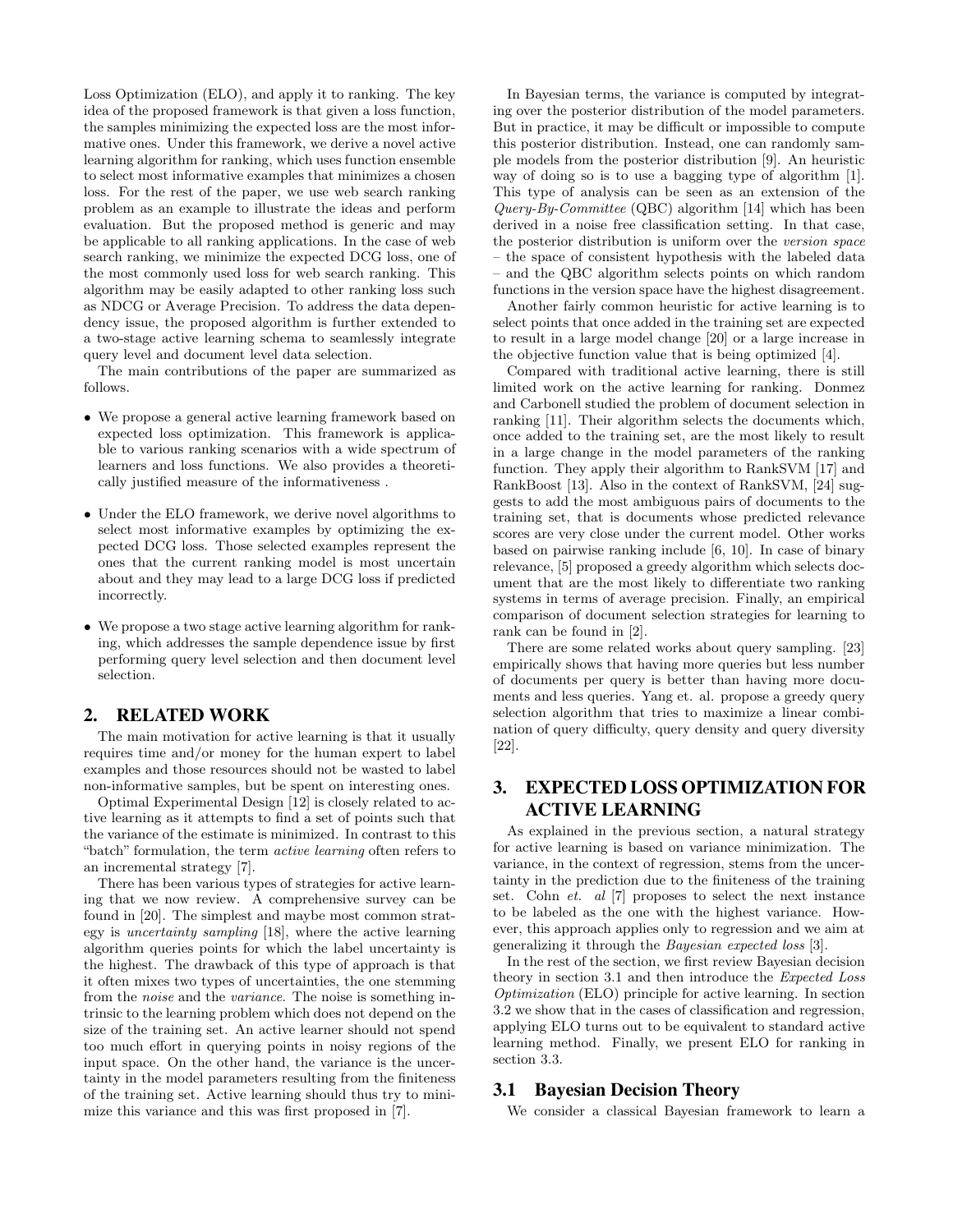Loss Optimization (ELO), and apply it to ranking. The key idea of the proposed framework is that given a loss function, the samples minimizing the expected loss are the most informative ones. Under this framework, we derive a novel active learning algorithm for ranking, which uses function ensemble to select most informative examples that minimizes a chosen loss. For the rest of the paper, we use web search ranking problem as an example to illustrate the ideas and perform evaluation. But the proposed method is generic and may be applicable to all ranking applications. In the case of web search ranking, we minimize the expected DCG loss, one of the most commonly used loss for web search ranking. This algorithm may be easily adapted to other ranking loss such as NDCG or Average Precision. To address the data dependency issue, the proposed algorithm is further extended to a two-stage active learning schema to seamlessly integrate query level and document level data selection.

The main contributions of the paper are summarized as follows.

- We propose a general active learning framework based on expected loss optimization. This framework is applicable to various ranking scenarios with a wide spectrum of learners and loss functions. We also provides a theoretically justified measure of the informativeness .
- Under the ELO framework, we derive novel algorithms to select most informative examples by optimizing the expected DCG loss. Those selected examples represent the ones that the current ranking model is most uncertain about and they may lead to a large DCG loss if predicted incorrectly.
- We propose a two stage active learning algorithm for ranking, which addresses the sample dependence issue by first performing query level selection and then document level selection.

## 2. RELATED WORK

The main motivation for active learning is that it usually requires time and/or money for the human expert to label examples and those resources should not be wasted to label non-informative samples, but be spent on interesting ones.

Optimal Experimental Design [12] is closely related to active learning as it attempts to find a set of points such that the variance of the estimate is minimized. In contrast to this "batch" formulation, the term *active learning* often refers to an incremental strategy [7].

There has been various types of strategies for active learning that we now review. A comprehensive survey can be found in [20]. The simplest and maybe most common strategy is *uncertainty sampling* [18], where the active learning algorithm queries points for which the label uncertainty is the highest. The drawback of this type of approach is that it often mixes two types of uncertainties, the one stemming from the *noise* and the *variance*. The noise is something intrinsic to the learning problem which does not depend on the size of the training set. An active learner should not spend too much effort in querying points in noisy regions of the input space. On the other hand, the variance is the uncertainty in the model parameters resulting from the finiteness of the training set. Active learning should thus try to minimize this variance and this was first proposed in [7].

In Bayesian terms, the variance is computed by integrating over the posterior distribution of the model parameters. But in practice, it may be difficult or impossible to compute this posterior distribution. Instead, one can randomly sample models from the posterior distribution [9]. An heuristic way of doing so is to use a bagging type of algorithm [1]. This type of analysis can be seen as an extension of the *Query-By-Committee* (QBC) algorithm [14] which has been derived in a noise free classification setting. In that case, the posterior distribution is uniform over the *version space* – the space of consistent hypothesis with the labeled data – and the QBC algorithm selects points on which random functions in the version space have the highest disagreement.

Another fairly common heuristic for active learning is to select points that once added in the training set are expected to result in a large model change [20] or a large increase in the objective function value that is being optimized [4].

Compared with traditional active learning, there is still limited work on the active learning for ranking. Donmez and Carbonell studied the problem of document selection in ranking [11]. Their algorithm selects the documents which, once added to the training set, are the most likely to result in a large change in the model parameters of the ranking function. They apply their algorithm to RankSVM [17] and RankBoost [13]. Also in the context of RankSVM, [24] suggests to add the most ambiguous pairs of documents to the training set, that is documents whose predicted relevance scores are very close under the current model. Other works based on pairwise ranking include [6, 10]. In case of binary relevance, [5] proposed a greedy algorithm which selects document that are the most likely to differentiate two ranking systems in terms of average precision. Finally, an empirical comparison of document selection strategies for learning to rank can be found in [2].

There are some related works about query sampling. [23] empirically shows that having more queries but less number of documents per query is better than having more documents and less queries. Yang et. al. propose a greedy query selection algorithm that tries to maximize a linear combination of query difficulty, query density and query diversity [22].

## 3. EXPECTED LOSS OPTIMIZATION FOR ACTIVE LEARNING

As explained in the previous section, a natural strategy for active learning is based on variance minimization. The variance, in the context of regression, stems from the uncertainty in the prediction due to the finiteness of the training set. Cohn *et. al* [7] proposes to select the next instance to be labeled as the one with the highest variance. However, this approach applies only to regression and we aim at generalizing it through the *Bayesian expected loss* [3].

In the rest of the section, we first review Bayesian decision theory in section 3.1 and then introduce the *Expected Loss Optimization* (ELO) principle for active learning. In section 3.2 we show that in the cases of classification and regression, applying ELO turns out to be equivalent to standard active learning method. Finally, we present ELO for ranking in section 3.3.

### 3.1 Bayesian Decision Theory

We consider a classical Bayesian framework to learn a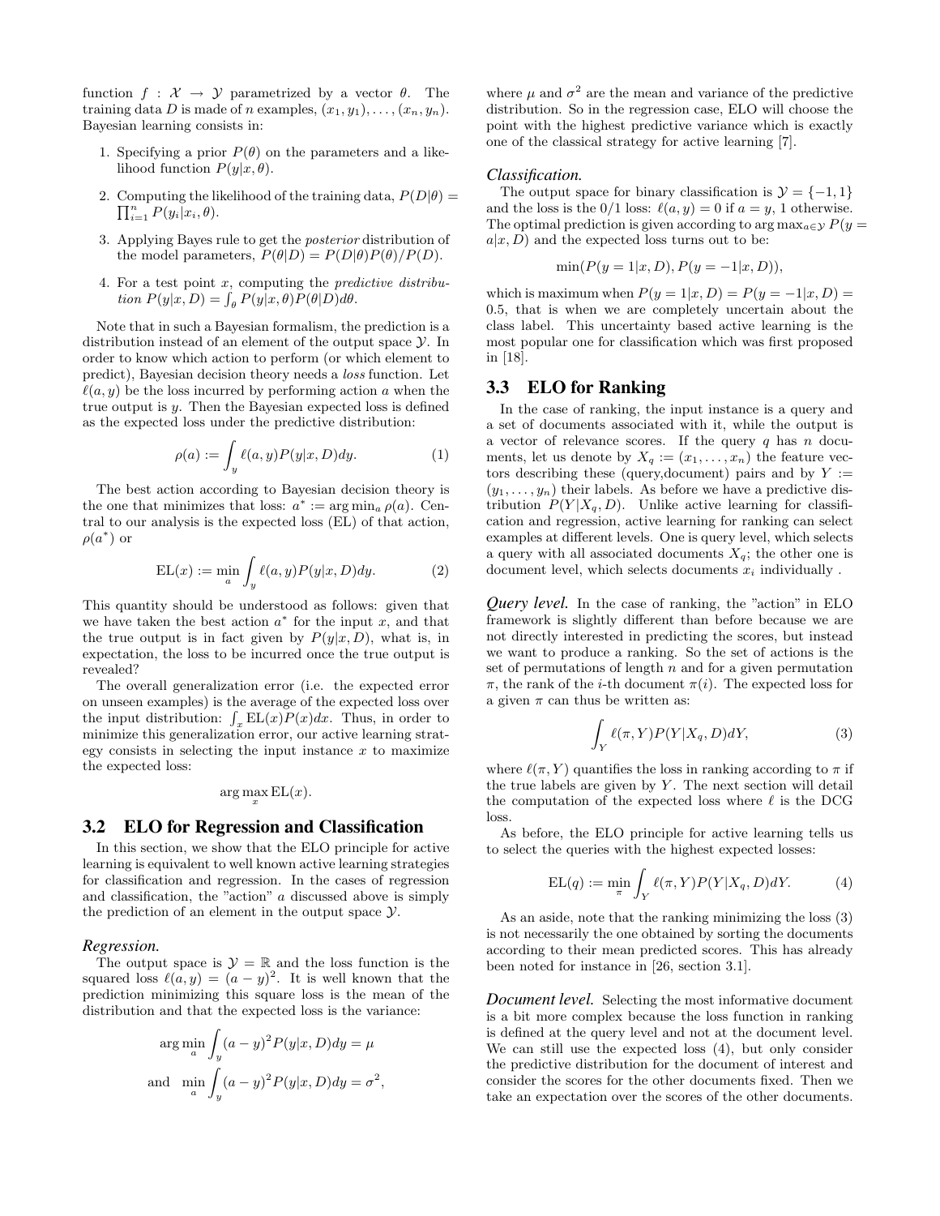function $f : \mathcal{X} \rightarrow \mathcal{Y}$ parametrized by a vector $\theta$. The training data $D$ is made of $n$ examples, $(x_1, y_1), \ldots, (x_n, y_n)$. Bayesian learning consists in:

1. Specifying a prior $P(\theta)$ on the parameters and a likelihood function $P(y|x, \theta)$.
2. Computing the likelihood of the training data, $P(D|\theta) = \prod_{i=1}^{n} P(y_i|x_i, \theta)$.
3. Applying Bayes rule to get the *posterior* distribution of the model parameters, $P(\theta|D) = P(D|\theta)P(\theta)/P(D)$.
4. For a test point $x$, computing the *predictive distribution* $P(y|x, D) = \int_\theta P(y|x, \theta)P(\theta|D)d\theta$.

Note that in such a Bayesian formalism, the prediction is a distribution instead of an element of the output space $\mathcal{Y}$. In order to know which action to perform (or which element to predict), Bayesian decision theory needs a *loss* function. Let $\ell(a, y)$ be the loss incurred by performing action $a$ when the true output is $y$. Then the Bayesian expected loss is defined as the expected loss under the predictive distribution:

$$\rho(a) := \int_y \ell(a, y)P(y|x, D)dy. \tag{1}$$

The best action according to Bayesian decision theory is the one that minimizes that loss: $a^* := \arg\min_a \rho(a)$. Central to our analysis is the expected loss (EL) of that action, $\rho(a^*)$ or

$$\mathrm{EL}(x) := \min_a \int_y \ell(a, y)P(y|x, D)dy. \tag{2}$$

This quantity should be understood as follows: given that we have taken the best action $a^*$ for the input $x$, and that the true output is in fact given by $P(y|x, D)$, what is, in expectation, the loss to be incurred once the true output is revealed?

The overall generalization error (i.e. the expected error on unseen examples) is the average of the expected loss over the input distribution: $\int_x \mathrm{EL}(x)P(x)dx$. Thus, in order to minimize this generalization error, our active learning strategy consists in selecting the input instance $x$ to maximize the expected loss:

$$\arg\max_x \mathrm{EL}(x).$$

## 3.2 ELO for Regression and Classification

In this section, we show that the ELO principle for active learning is equivalent to well known active learning strategies for classification and regression. In the cases of regression and classification, the "action" $a$ discussed above is simply the prediction of an element in the output space $\mathcal{Y}$.

***Regression.***

The output space is $\mathcal{Y} = \mathbb{R}$ and the loss function is the squared loss $\ell(a, y) = (a - y)^2$. It is well known that the prediction minimizing this square loss is the mean of the distribution and that the expected loss is the variance:

$$\arg\min_a \int_y (a - y)^2 P(y|x, D)dy = \mu$$

$$\text{and} \quad \min_a \int_y (a - y)^2 P(y|x, D)dy = \sigma^2,$$

where $\mu$ and $\sigma^2$ are the mean and variance of the predictive distribution. So in the regression case, ELO will choose the point with the highest predictive variance which is exactly one of the classical strategy for active learning [7].

***Classification.***

The output space for binary classification is $\mathcal{Y} = \{-1, 1\}$ and the loss is the 0/1 loss: $\ell(a, y) = 0$ if $a = y$, 1 otherwise. The optimal prediction is given according to $\arg\max_{a \in \mathcal{Y}} P(y = a|x, D)$ and the expected loss turns out to be:

$$\min(P(y = 1|x, D), P(y = -1|x, D)),$$

which is maximum when $P(y = 1|x, D) = P(y = -1|x, D) = 0.5$, that is when we are completely uncertain about the class label. This uncertainty based active learning is the most popular one for classification which was first proposed in [18].

## 3.3 ELO for Ranking

In the case of ranking, the input instance is a query and a set of documents associated with it, while the output is a vector of relevance scores. If the query $q$ has $n$ documents, let us denote by $X_q := (x_1, \ldots, x_n)$ the feature vectors describing these (query,document) pairs and by $Y := (y_1, \ldots, y_n)$ their labels. As before we have a predictive distribution $P(Y|X_q, D)$. Unlike active learning for classification and regression, active learning for ranking can select examples at different levels. One is query level, which selects a query with all associated documents $X_q$; the other one is document level, which selects documents $x_i$ individually .

***Query level.*** In the case of ranking, the "action" in ELO framework is slightly different than before because we are not directly interested in predicting the scores, but instead we want to produce a ranking. So the set of actions is the set of permutations of length $n$ and for a given permutation $\pi$, the rank of the $i$-th document $\pi(i)$. The expected loss for a given $\pi$ can thus be written as:

$$\int_Y \ell(\pi, Y)P(Y|X_q, D)dY, \tag{3}$$

where $\ell(\pi, Y)$ quantifies the loss in ranking according to $\pi$ if the true labels are given by $Y$. The next section will detail the computation of the expected loss where $\ell$ is the DCG loss.

As before, the ELO principle for active learning tells us to select the queries with the highest expected losses:

$$\mathrm{EL}(q) := \min_\pi \int_Y \ell(\pi, Y)P(Y|X_q, D)dY. \tag{4}$$

As an aside, note that the ranking minimizing the loss (3) is not necessarily the one obtained by sorting the documents according to their mean predicted scores. This has already been noted for instance in [26, section 3.1].

***Document level.*** Selecting the most informative document is a bit more complex because the loss function in ranking is defined at the query level and not at the document level. We can still use the expected loss (4), but only consider the predictive distribution for the document of interest and consider the scores for the other documents fixed. Then we take an expectation over the scores of the other documents.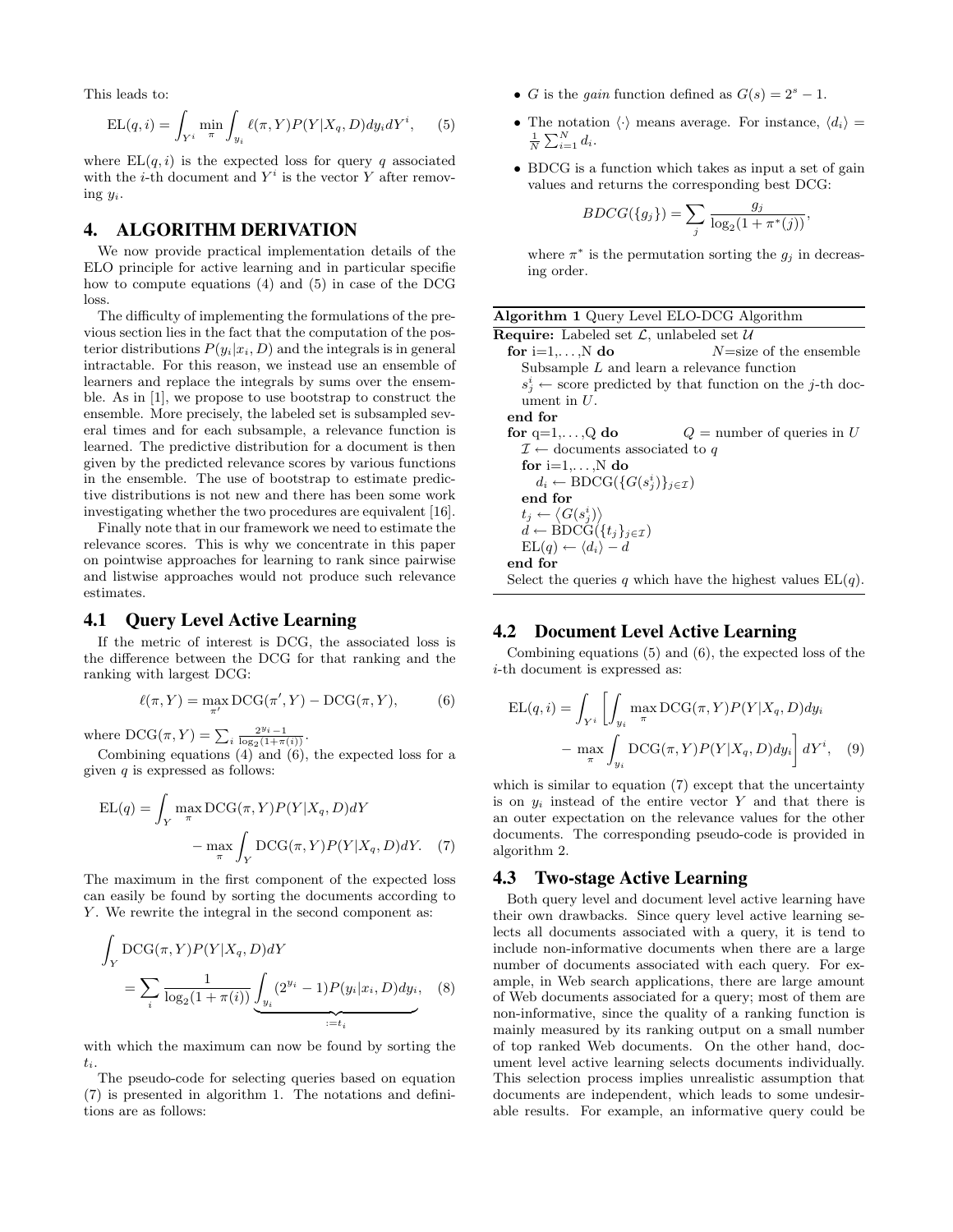This leads to:

$$\text{EL}(q,i) = \int_{Y^i} \min_{\pi} \int_{y_i} \ell(\pi, Y) P(Y|X_q, D) dy_i dY^i, \qquad (5)$$

where $\text{EL}(q,i)$ is the expected loss for query $q$ associated with the $i$-th document and $Y^i$ is the vector $Y$ after removing $y_i$.

## 4. ALGORITHM DERIVATION

We now provide practical implementation details of the ELO principle for active learning and in particular specifie how to compute equations (4) and (5) in case of the DCG loss.

The difficulty of implementing the formulations of the previous section lies in the fact that the computation of the posterior distributions $P(y_i|x_i, D)$ and the integrals is in general intractable. For this reason, we instead use an ensemble of learners and replace the integrals by sums over the ensemble. As in [1], we propose to use bootstrap to construct the ensemble. More precisely, the labeled set is subsampled several times and for each subsample, a relevance function is learned. The predictive distribution for a document is then given by the predicted relevance scores by various functions in the ensemble. The use of bootstrap to estimate predictive distributions is not new and there has been some work investigating whether the two procedures are equivalent [16].

Finally note that in our framework we need to estimate the relevance scores. This is why we concentrate in this paper on pointwise approaches for learning to rank since pairwise and listwise approaches would not produce such relevance estimates.

### 4.1 Query Level Active Learning

If the metric of interest is DCG, the associated loss is the difference between the DCG for that ranking and the ranking with largest DCG:

$$\ell(\pi, Y) = \max_{\pi'} \text{DCG}(\pi', Y) - \text{DCG}(\pi, Y), \qquad (6)$$

where $\text{DCG}(\pi, Y) = \sum_i \frac{2^{y_i}-1}{\log_2(1+\pi(i))}$.

Combining equations (4) and (6), the expected loss for a given $q$ is expressed as follows:

$$\text{EL}(q) = \int_Y \max_{\pi} \text{DCG}(\pi, Y) P(Y|X_q, D) dY - \max_{\pi} \int_Y \text{DCG}(\pi, Y) P(Y|X_q, D) dY. \qquad (7)$$

The maximum in the first component of the expected loss can easily be found by sorting the documents according to $Y$. We rewrite the integral in the second component as:

$$\int_Y \text{DCG}(\pi, Y) P(Y|X_q, D) dY = \sum_i \frac{1}{\log_2(1+\pi(i))} \underbrace{\int_{y_i} (2^{y_i}-1) P(y_i|x_i, D) dy_i}_{:=t_i}, \qquad (8)$$

with which the maximum can now be found by sorting the $t_i$.

The pseudo-code for selecting queries based on equation (7) is presented in algorithm 1. The notations and definitions are as follows:

- $G$ is the *gain* function defined as $G(s) = 2^s - 1$.
- The notation $\langle \cdot \rangle$ means average. For instance, $\langle d_i \rangle = \frac{1}{N} \sum_{i=1}^{N} d_i$.
- BDCG is a function which takes as input a set of gain values and returns the corresponding best DCG:

$$BDCG(\{g_j\}) = \sum_j \frac{g_j}{\log_2(1+\pi^*(j))},$$

where $\pi^*$ is the permutation sorting the $g_j$ in decreasing order.

**Algorithm 1** Query Level ELO-DCG Algorithm

```
Require: Labeled set L, unlabeled set U
  for i=1,...,N do                    N=size of the ensemble
    Subsample L and learn a relevance function
    s_j^i ← score predicted by that function on the j-th document in U.
  end for
  for q=1,...,Q do                    Q = number of queries in U
    I ← documents associated to q
    for i=1,...,N do
      d_i ← BDCG({G(s_j^i)}_{j∈I})
    end for
    t_j ← ⟨G(s_j^i)⟩
    d ← BDCG({t_j}_{j∈I})
    EL(q) ← ⟨d_i⟩ − d
  end for
  Select the queries q which have the highest values EL(q).
```

### 4.2 Document Level Active Learning

Combining equations (5) and (6), the expected loss of the $i$-th document is expressed as:

$$\text{EL}(q,i) = \int_{Y^i} \left[ \int_{y_i} \max_{\pi} \text{DCG}(\pi, Y) P(Y|X_q, D) dy_i - \max_{\pi} \int_{y_i} \text{DCG}(\pi, Y) P(Y|X_q, D) dy_i \right] dY^i, \qquad (9)$$

which is similar to equation (7) except that the uncertainty is on $y_i$ instead of the entire vector $Y$ and that there is an outer expectation on the relevance values for the other documents. The corresponding pseudo-code is provided in algorithm 2.

### 4.3 Two-stage Active Learning

Both query level and document level active learning have their own drawbacks. Since query level active learning selects all documents associated with a query, it is tend to include non-informative documents when there are a large number of documents associated with each query. For example, in Web search applications, there are large amount of Web documents associated for a query; most of them are non-informative, since the quality of a ranking function is mainly measured by its ranking output on a small number of top ranked Web documents. On the other hand, document level active learning selects documents individually. This selection process implies unrealistic assumption that documents are independent, which leads to some undesirable results. For example, an informative query could be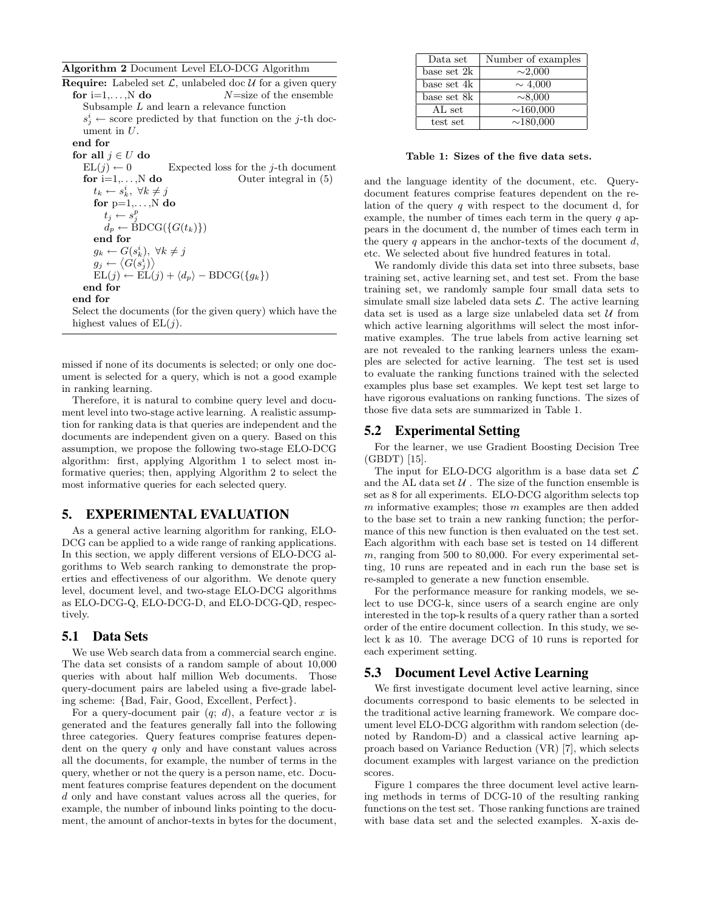**Algorithm 2** Document Level ELO-DCG Algorithm

**Require:** Labeled set $\mathcal{L}$, unlabeled doc $\mathcal{U}$ for a given query
**for** i=1,...,N **do** $\quad$ N=size of the ensemble
$\quad$ Subsample $L$ and learn a relevance function
$\quad$ $s_j^i \leftarrow$ score predicted by that function on the $j$-th document in $U$.
**end for**
**for all** $j \in U$ **do**
$\quad$ $\mathrm{EL}(j) \leftarrow 0$ $\quad$ Expected loss for the $j$-th document
$\quad$ **for** i=1,...,N **do** $\quad$ Outer integral in (5)
$\quad\quad$ $t_k \leftarrow s_k^i, \ \forall k \neq j$
$\quad\quad$ **for** p=1,...,N **do**
$\quad\quad\quad$ $t_j \leftarrow s_j^p$
$\quad\quad\quad$ $d_p \leftarrow \mathrm{BDCG}(\{G(t_k)\})$
$\quad\quad$ **end for**
$\quad\quad$ $g_k \leftarrow G(s_k^i), \ \forall k \neq j$
$\quad\quad$ $g_j \leftarrow \langle G(s_j^i) \rangle$
$\quad\quad$ $\mathrm{EL}(j) \leftarrow \mathrm{EL}(j) + \langle d_p \rangle - \mathrm{BDCG}(\{g_k\})$
$\quad$ **end for**
**end for**
Select the documents (for the given query) which have the highest values of $\mathrm{EL}(j)$.

missed if none of its documents is selected; or only one document is selected for a query, which is not a good example in ranking learning.

Therefore, it is natural to combine query level and document level into two-stage active learning. A realistic assumption for ranking data is that queries are independent and the documents are independent given on a query. Based on this assumption, we propose the following two-stage ELO-DCG algorithm: first, applying Algorithm 1 to select most informative queries; then, applying Algorithm 2 to select the most informative queries for each selected query.

## 5. EXPERIMENTAL EVALUATION

As a general active learning algorithm for ranking, ELO-DCG can be applied to a wide range of ranking applications. In this section, we apply different versions of ELO-DCG algorithms to Web search ranking to demonstrate the properties and effectiveness of our algorithm. We denote query level, document level, and two-stage ELO-DCG algorithms as ELO-DCG-Q, ELO-DCG-D, and ELO-DCG-QD, respectively.

### 5.1 Data Sets

We use Web search data from a commercial search engine. The data set consists of a random sample of about 10,000 queries with about half million Web documents. Those query-document pairs are labeled using a five-grade labeling scheme: {Bad, Fair, Good, Excellent, Perfect}.

For a query-document pair ($q$; $d$), a feature vector $x$ is generated and the features generally fall into the following three categories. Query features comprise features dependent on the query $q$ only and have constant values across all the documents, for example, the number of terms in the query, whether or not the query is a person name, etc. Document features comprise features dependent on the document $d$ only and have constant values across all the queries, for example, the number of inbound links pointing to the document, the amount of anchor-texts in bytes for the document,

| Data set | Number of examples |
|---|---|
| base set 2k | ~2,000 |
| base set 4k | ~ 4,000 |
| base set 8k | ~8,000 |
| AL set | ~160,000 |
| test set | ~180,000 |

**Table 1: Sizes of the five data sets.**

and the language identity of the document, etc. Query-document features comprise features dependent on the relation of the query $q$ with respect to the document d, for example, the number of times each term in the query $q$ appears in the document d, the number of times each term in the query $q$ appears in the anchor-texts of the document $d$, etc. We selected about five hundred features in total.

We randomly divide this data set into three subsets, base training set, active learning set, and test set. From the base training set, we randomly sample four small data sets to simulate small size labeled data sets $\mathcal{L}$. The active learning data set is used as a large size unlabeled data set $\mathcal{U}$ from which active learning algorithms will select the most informative examples. The true labels from active learning set are not revealed to the ranking learners unless the examples are selected for active learning. The test set is used to evaluate the ranking functions trained with the selected examples plus base set examples. We kept test set large to have rigorous evaluations on ranking functions. The sizes of those five data sets are summarized in Table 1.

### 5.2 Experimental Setting

For the learner, we use Gradient Boosting Decision Tree (GBDT) [15].

The input for ELO-DCG algorithm is a base data set $\mathcal{L}$ and the AL data set $\mathcal{U}$ . The size of the function ensemble is set as 8 for all experiments. ELO-DCG algorithm selects top $m$ informative examples; those $m$ examples are then added to the base set to train a new ranking function; the performance of this new function is then evaluated on the test set. Each algorithm with each base set is tested on 14 different $m$, ranging from 500 to 80,000. For every experimental setting, 10 runs are repeated and in each run the base set is re-sampled to generate a new function ensemble.

For the performance measure for ranking models, we select to use DCG-k, since users of a search engine are only interested in the top-k results of a query rather than a sorted order of the entire document collection. In this study, we select k as 10. The average DCG of 10 runs is reported for each experiment setting.

### 5.3 Document Level Active Learning

We first investigate document level active learning, since documents correspond to basic elements to be selected in the traditional active learning framework. We compare document level ELO-DCG algorithm with random selection (denoted by Random-D) and a classical active learning approach based on Variance Reduction (VR) [7], which selects document examples with largest variance on the prediction scores.

Figure 1 compares the three document level active learning methods in terms of DCG-10 of the resulting ranking functions on the test set. Those ranking functions are trained with base data set and the selected examples. X-axis de-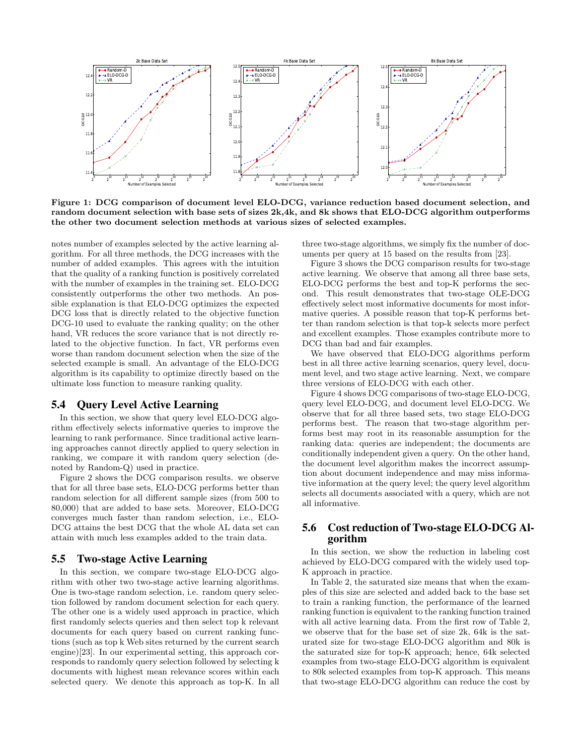2k Base Data Set

Random-D
ELO-DCG-D
VR

DCG10

Number of Examples Selected

4k Base Data Set

8k Base Data Set

**Figure 1: DCG comparison of document level ELO-DCG, variance reduction based document selection, and random document selection with base sets of sizes 2k,4k, and 8k shows that ELO-DCG algorithm outperforms the other two document selection methods at various sizes of selected examples.**

notes number of examples selected by the active learning algorithm. For all three methods, the DCG increases with the number of added examples. This agrees with the intuition that the quality of a ranking function is positively correlated with the number of examples in the training set. ELO-DCG consistently outperforms the other two methods. An possible explanation is that ELO-DCG optimizes the expected DCG loss that is directly related to the objective function DCG-10 used to evaluate the ranking quality; on the other hand, VR reduces the score variance that is not directly related to the objective function. In fact, VR performs even worse than random document selection when the size of the selected example is small. An advantage of the ELO-DCG algorithm is its capability to optimize directly based on the ultimate loss function to measure ranking quality.

## 5.4 Query Level Active Learning

In this section, we show that query level ELO-DCG algorithm effectively selects informative queries to improve the learning to rank performance. Since traditional active learning approaches cannot directly applied to query selection in ranking, we compare it with random query selection (denoted by Random-Q) used in practice.

Figure 2 shows the DCG comparison results. we observe that for all three base sets, ELO-DCG performs better than random selection for all different sample sizes (from 500 to 80,000) that are added to base sets. Moreover, ELO-DCG converges much faster than random selection, i.e., ELO-DCG attains the best DCG that the whole AL data set can attain with much less examples added to the train data.

## 5.5 Two-stage Active Learning

In this section, we compare two-stage ELO-DCG algorithm with other two two-stage active learning algorithms. One is two-stage random selection, i.e. random query selection followed by random document selection for each query. The other one is a widely used approach in practice, which first randomly selects queries and then select top k relevant documents for each query based on current ranking functions (such as top k Web sites returned by the current search engine)[23]. In our experimental setting, this approach corresponds to randomly query selection followed by selecting k documents with highest mean relevance scores within each selected query. We denote this approach as top-K. In all three two-stage algorithms, we simply fix the number of documents per query at 15 based on the results from [23].

Figure 3 shows the DCG comparison results for two-stage active learning. We observe that among all three base sets, ELO-DCG performs the best and top-K performs the second. This result demonstrates that two-stage OLE-DCG effectively select most informative documents for most informative queries. A possible reason that top-K performs better than random selection is that top-k selects more perfect and excellent examples. Those examples contribute more to DCG than bad and fair examples.

We have observed that ELO-DCG algorithms perform best in all three active learning scenarios, query level, document level, and two stage active learning. Next, we compare three versions of ELO-DCG with each other.

Figure 4 shows DCG comparisons of two-stage ELO-DCG, query level ELO-DCG, and document level ELO-DCG. We observe that for all three based sets, two stage ELO-DCG performs best. The reason that two-stage algorithm performs best may root in its reasonable assumption for the ranking data: queries are independent; the documents are conditionally independent given a query. On the other hand, the document level algorithm makes the incorrect assumption about document independence and may miss informative information at the query level; the query level algorithm selects all documents associated with a query, which are not all informative.

## 5.6 Cost reduction of Two-stage ELO-DCG Algorithm

In this section, we show the reduction in labeling cost achieved by ELO-DCG compared with the widely used top-K approach in practice.

In Table 2, the saturated size means that when the examples of this size are selected and added back to the base set to train a ranking function, the performance of the learned ranking function is equivalent to the ranking function trained with all active learning data. From the first row of Table 2, we observe that for the base set of size 2k, 64k is the saturated size for two-stage ELO-DCG algorithm and 80k is the saturated size for top-K approach; hence, 64k selected examples from two-stage ELO-DCG algorithm is equivalent to 80k selected examples from top-K approach. This means that two-stage ELO-DCG algorithm can reduce the cost by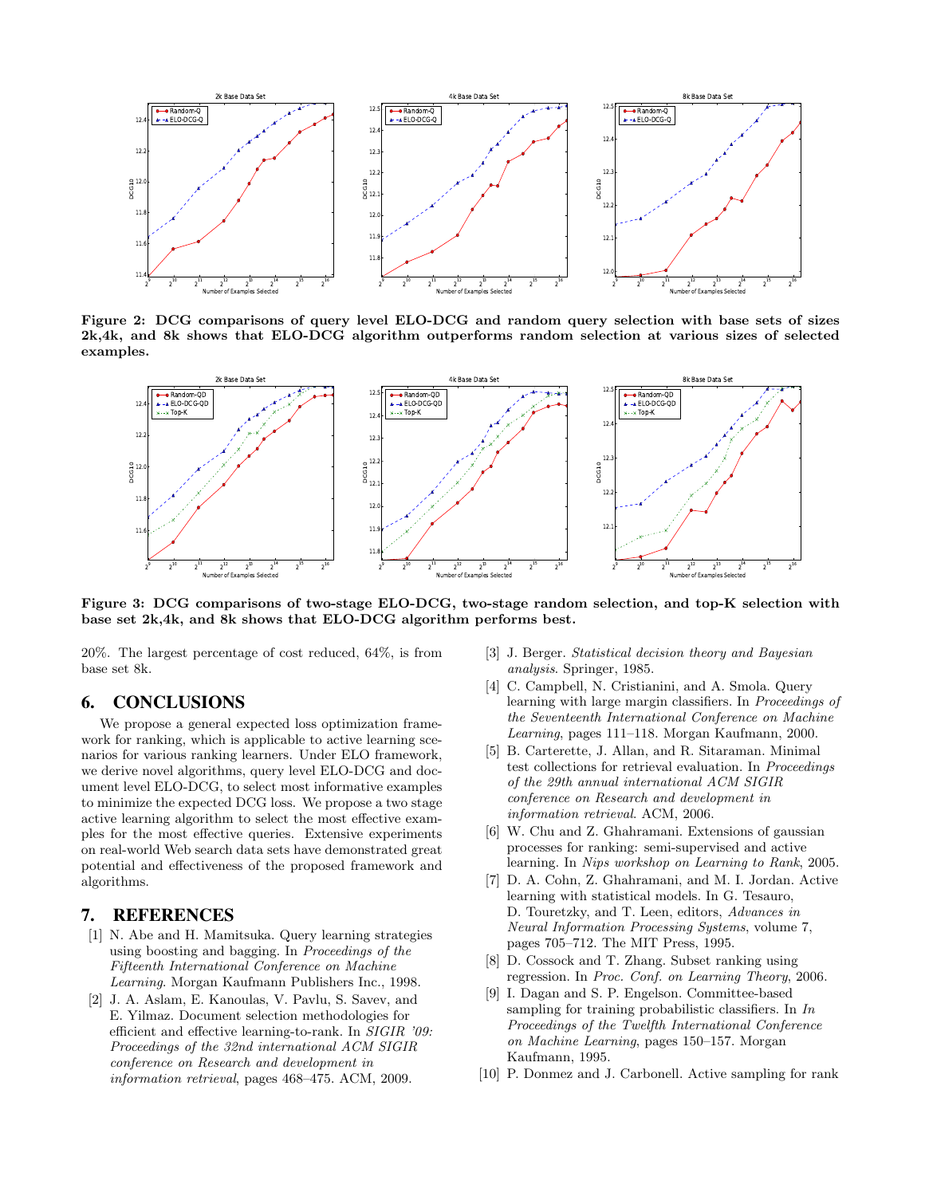2k Base Data Set

Random-Q
ELO-DCG-Q

DCG10

Number of Examples Selected

4k Base Data Set

Random-Q
ELO-DCG-Q

DCG10

Number of Examples Selected

8k Base Data Set

Random-Q
ELO-DCG-Q

DCG10

Number of Examples Selected

**Figure 2: DCG comparisons of query level ELO-DCG and random query selection with base sets of sizes 2k,4k, and 8k shows that ELO-DCG algorithm outperforms random selection at various sizes of selected examples.**

2k Base Data Set

Random-QD
ELO-DCG-QD
Top-K

DCG10

Number of Examples Selected

4k Base Data Set

Random-QD
ELO-DCG-QD
Top-K

DCG10

Number of Examples Selected

8k Base Data Set

Random-QD
ELO-DCG-QD
Top-K

DCG10

Number of Examples Selected

**Figure 3: DCG comparisons of two-stage ELO-DCG, two-stage random selection, and top-K selection with base set 2k,4k, and 8k shows that ELO-DCG algorithm performs best.**

20%. The largest percentage of cost reduced, 64%, is from base set 8k.

## 6. CONCLUSIONS

We propose a general expected loss optimization framework for ranking, which is applicable to active learning scenarios for various ranking learners. Under ELO framework, we derive novel algorithms, query level ELO-DCG and document level ELO-DCG, to select most informative examples to minimize the expected DCG loss. We propose a two stage active learning algorithm to select the most effective examples for the most effective queries. Extensive experiments on real-world Web search data sets have demonstrated great potential and effectiveness of the proposed framework and algorithms.

## 7. REFERENCES

[1] N. Abe and H. Mamitsuka. Query learning strategies using boosting and bagging. In *Proceedings of the Fifteenth International Conference on Machine Learning*. Morgan Kaufmann Publishers Inc., 1998.

[2] J. A. Aslam, E. Kanoulas, V. Pavlu, S. Savev, and E. Yilmaz. Document selection methodologies for efficient and effective learning-to-rank. In *SIGIR '09: Proceedings of the 32nd international ACM SIGIR conference on Research and development in information retrieval*, pages 468–475. ACM, 2009.

[3] J. Berger. *Statistical decision theory and Bayesian analysis*. Springer, 1985.

[4] C. Campbell, N. Cristianini, and A. Smola. Query learning with large margin classifiers. In *Proceedings of the Seventeenth International Conference on Machine Learning*, pages 111–118. Morgan Kaufmann, 2000.

[5] B. Carterette, J. Allan, and R. Sitaraman. Minimal test collections for retrieval evaluation. In *Proceedings of the 29th annual international ACM SIGIR conference on Research and development in information retrieval*. ACM, 2006.

[6] W. Chu and Z. Ghahramani. Extensions of gaussian processes for ranking: semi-supervised and active learning. In *Nips workshop on Learning to Rank*, 2005.

[7] D. A. Cohn, Z. Ghahramani, and M. I. Jordan. Active learning with statistical models. In G. Tesauro, D. Touretzky, and T. Leen, editors, *Advances in Neural Information Processing Systems*, volume 7, pages 705–712. The MIT Press, 1995.

[8] D. Cossock and T. Zhang. Subset ranking using regression. In *Proc. Conf. on Learning Theory*, 2006.

[9] I. Dagan and S. P. Engelson. Committee-based sampling for training probabilistic classifiers. In *In Proceedings of the Twelfth International Conference on Machine Learning*, pages 150–157. Morgan Kaufmann, 1995.

[10] P. Donmez and J. Carbonell. Active sampling for rank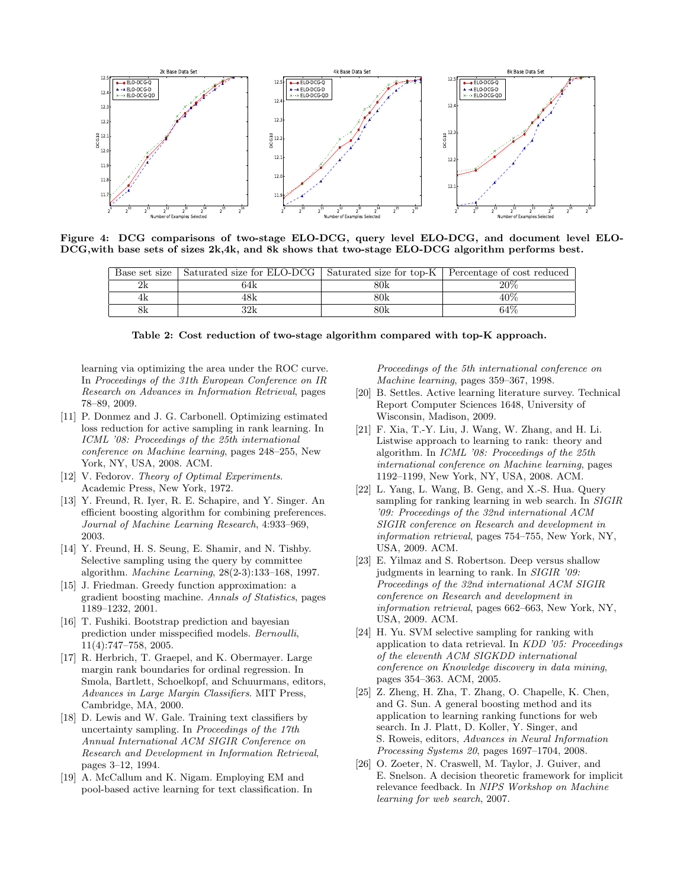2k Base Data Set

12.5, 12.4, 12.3, 12.2, 12.1, 12.0, 11.9, 11.8, 11.7

DCG10

ELO-DCG-Q
ELO-DCG-D
ELO-DCG-QD

$2^{9}$ $2^{10}$ $2^{11}$ $2^{12}$ $2^{13}$ $2^{14}$ $2^{15}$ $2^{16}$

Number of Examples Selected

4k Base Data Set

12.5, 12.4, 12.3, 12.2, 12.1, 12.0, 11.9

DCG10

ELO-DCG-Q
ELO-DCG-D
ELO-DCG-QD

$2^{9}$ $2^{10}$ $2^{11}$ $2^{12}$ $2^{13}$ $2^{14}$ $2^{15}$ $2^{16}$

Number of Examples Selected

8k Base Data Set

12.5, 12.4, 12.3, 12.2, 12.1

DCG10

ELO-DCG-Q
ELO-DCG-D
ELO-DCG-QD

$2^{9}$ $2^{10}$ $2^{11}$ $2^{12}$ $2^{13}$ $2^{14}$ $2^{15}$ $2^{16}$

Number of Examples Selected

**Figure 4: DCG comparisons of two-stage ELO-DCG, query level ELO-DCG, and document level ELO-DCG,with base sets of sizes 2k,4k, and 8k shows that two-stage ELO-DCG algorithm performs best.**

| Base set size | Saturated size for ELO-DCG | Saturated size for top-K | Percentage of cost reduced |
|---|---|---|---|
| 2k | 64k | 80k | 20% |
| 4k | 48k | 80k | 40% |
| 8k | 32k | 80k | 64% |

**Table 2: Cost reduction of two-stage algorithm compared with top-K approach.**

learning via optimizing the area under the ROC curve. In *Proceedings of the 31th European Conference on IR Research on Advances in Information Retrieval*, pages 78–89, 2009.

[11] P. Donmez and J. G. Carbonell. Optimizing estimated loss reduction for active sampling in rank learning. In *ICML '08: Proceedings of the 25th international conference on Machine learning*, pages 248–255, New York, NY, USA, 2008. ACM.

[12] V. Fedorov. *Theory of Optimal Experiments*. Academic Press, New York, 1972.

[13] Y. Freund, R. Iyer, R. E. Schapire, and Y. Singer. An efficient boosting algorithm for combining preferences. *Journal of Machine Learning Research*, 4:933–969, 2003.

[14] Y. Freund, H. S. Seung, E. Shamir, and N. Tishby. Selective sampling using the query by committee algorithm. *Machine Learning*, 28(2-3):133–168, 1997.

[15] J. Friedman. Greedy function approximation: a gradient boosting machine. *Annals of Statistics*, pages 1189–1232, 2001.

[16] T. Fushiki. Bootstrap prediction and bayesian prediction under misspecified models. *Bernoulli*, 11(4):747–758, 2005.

[17] R. Herbrich, T. Graepel, and K. Obermayer. Large margin rank boundaries for ordinal regression. In Smola, Bartlett, Schoelkopf, and Schuurmans, editors, *Advances in Large Margin Classifiers*. MIT Press, Cambridge, MA, 2000.

[18] D. Lewis and W. Gale. Training text classifiers by uncertainty sampling. In *Proceedings of the 17th Annual International ACM SIGIR Conference on Research and Development in Information Retrieval*, pages 3–12, 1994.

[19] A. McCallum and K. Nigam. Employing EM and pool-based active learning for text classification. In *Proceedings of the 5th international conference on Machine learning*, pages 359–367, 1998.

[20] B. Settles. Active learning literature survey. Technical Report Computer Sciences 1648, University of Wisconsin, Madison, 2009.

[21] F. Xia, T.-Y. Liu, J. Wang, W. Zhang, and H. Li. Listwise approach to learning to rank: theory and algorithm. In *ICML '08: Proceedings of the 25th international conference on Machine learning*, pages 1192–1199, New York, NY, USA, 2008. ACM.

[22] L. Yang, L. Wang, B. Geng, and X.-S. Hua. Query sampling for ranking learning in web search. In *SIGIR '09: Proceedings of the 32nd international ACM SIGIR conference on Research and development in information retrieval*, pages 754–755, New York, NY, USA, 2009. ACM.

[23] E. Yilmaz and S. Robertson. Deep versus shallow judgments in learning to rank. In *SIGIR '09: Proceedings of the 32nd international ACM SIGIR conference on Research and development in information retrieval*, pages 662–663, New York, NY, USA, 2009. ACM.

[24] H. Yu. SVM selective sampling for ranking with application to data retrieval. In *KDD '05: Proceedings of the eleventh ACM SIGKDD international conference on Knowledge discovery in data mining*, pages 354–363. ACM, 2005.

[25] Z. Zheng, H. Zha, T. Zhang, O. Chapelle, K. Chen, and G. Sun. A general boosting method and its application to learning ranking functions for web search. In J. Platt, D. Koller, Y. Singer, and S. Roweis, editors, *Advances in Neural Information Processing Systems 20*, pages 1697–1704, 2008.

[26] O. Zoeter, N. Craswell, M. Taylor, J. Guiver, and E. Snelson. A decision theoretic framework for implicit relevance feedback. In *NIPS Workshop on Machine learning for web search*, 2007.